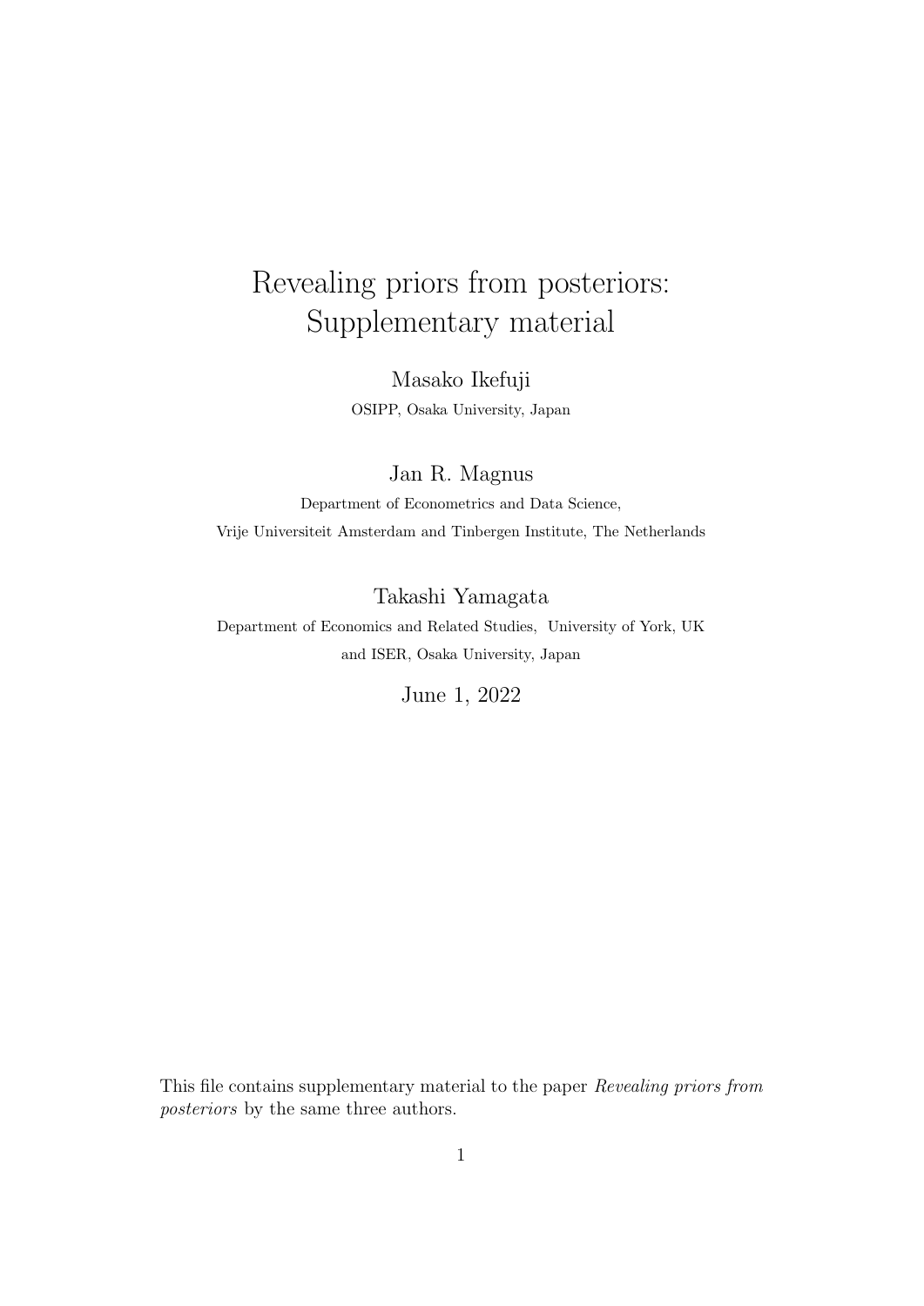# Revealing priors from posteriors: Supplementary material

Masako Ikefuji

OSIPP, Osaka University, Japan

Jan R. Magnus

Department of Econometrics and Data Science,
Vrije Universiteit Amsterdam and Tinbergen Institute, The Netherlands

Takashi Yamagata

Department of Economics and Related Studies, University of York, UK
and ISER, Osaka University, Japan

June 1, 2022

This file contains supplementary material to the paper *Revealing priors from posteriors* by the same three authors.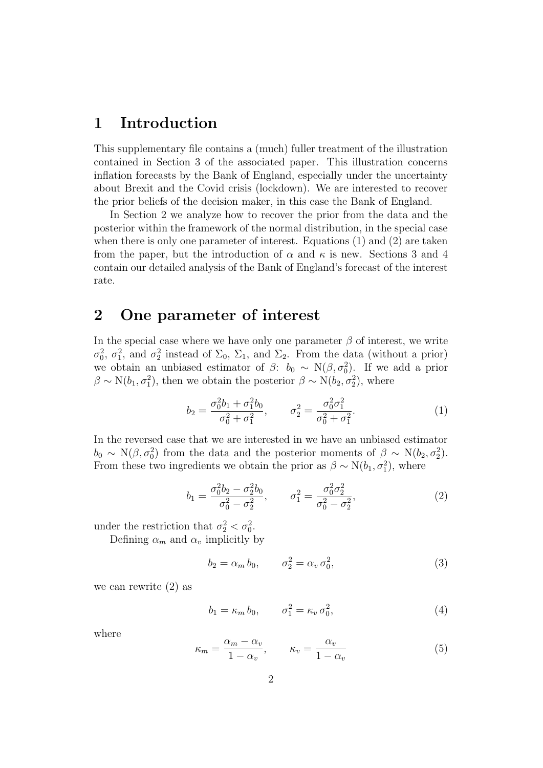# 1 Introduction

This supplementary file contains a (much) fuller treatment of the illustration contained in Section 3 of the associated paper. This illustration concerns inflation forecasts by the Bank of England, especially under the uncertainty about Brexit and the Covid crisis (lockdown). We are interested to recover the prior beliefs of the decision maker, in this case the Bank of England.

In Section 2 we analyze how to recover the prior from the data and the posterior within the framework of the normal distribution, in the special case when there is only one parameter of interest. Equations (1) and (2) are taken from the paper, but the introduction of $\alpha$ and $\kappa$ is new. Sections 3 and 4 contain our detailed analysis of the Bank of England's forecast of the interest rate.

# 2 One parameter of interest

In the special case where we have only one parameter $\beta$ of interest, we write $\sigma_0^2$, $\sigma_1^2$, and $\sigma_2^2$ instead of $\Sigma_0$, $\Sigma_1$, and $\Sigma_2$. From the data (without a prior) we obtain an unbiased estimator of $\beta$: $b_0 \sim \mathrm{N}(\beta, \sigma_0^2)$. If we add a prior $\beta \sim \mathrm{N}(b_1, \sigma_1^2)$, then we obtain the posterior $\beta \sim \mathrm{N}(b_2, \sigma_2^2)$, where

$$b_2 = \frac{\sigma_0^2 b_1 + \sigma_1^2 b_0}{\sigma_0^2 + \sigma_1^2}, \qquad \sigma_2^2 = \frac{\sigma_0^2 \sigma_1^2}{\sigma_0^2 + \sigma_1^2}. \tag{1}$$

In the reversed case that we are interested in we have an unbiased estimator $b_0 \sim \mathrm{N}(\beta, \sigma_0^2)$ from the data and the posterior moments of $\beta \sim \mathrm{N}(b_2, \sigma_2^2)$. From these two ingredients we obtain the prior as $\beta \sim \mathrm{N}(b_1, \sigma_1^2)$, where

$$b_1 = \frac{\sigma_0^2 b_2 - \sigma_2^2 b_0}{\sigma_0^2 - \sigma_2^2}, \qquad \sigma_1^2 = \frac{\sigma_0^2 \sigma_2^2}{\sigma_0^2 - \sigma_2^2}, \tag{2}$$

under the restriction that $\sigma_2^2 < \sigma_0^2$.

Defining $\alpha_m$ and $\alpha_v$ implicitly by

$$b_2 = \alpha_m \, b_0, \qquad \sigma_2^2 = \alpha_v \, \sigma_0^2, \tag{3}$$

we can rewrite (2) as

$$b_1 = \kappa_m \, b_0, \qquad \sigma_1^2 = \kappa_v \, \sigma_0^2, \tag{4}$$

where

$$\kappa_m = \frac{\alpha_m - \alpha_v}{1 - \alpha_v}, \qquad \kappa_v = \frac{\alpha_v}{1 - \alpha_v} \tag{5}$$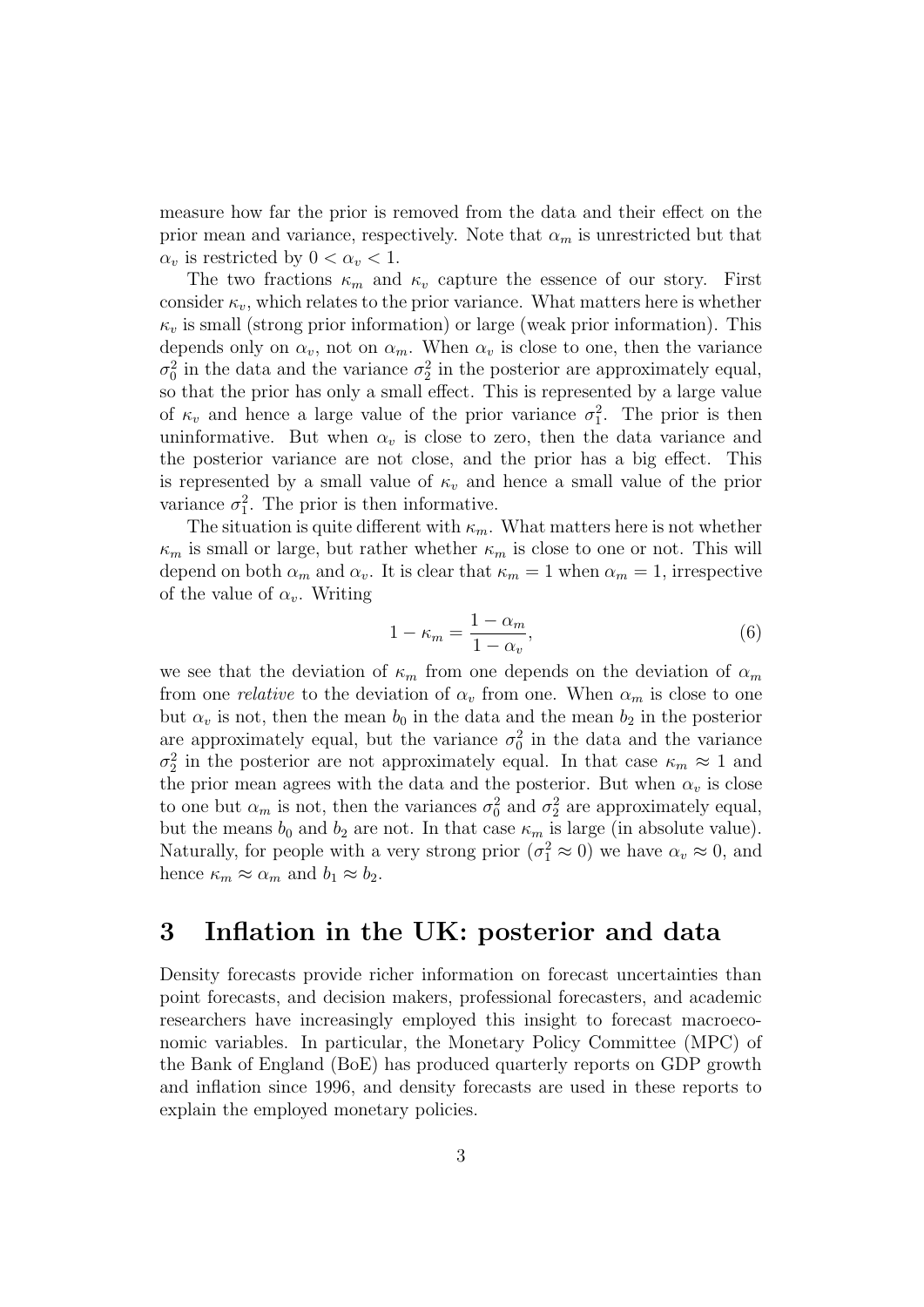measure how far the prior is removed from the data and their effect on the prior mean and variance, respectively. Note that $\alpha_m$ is unrestricted but that $\alpha_v$ is restricted by $0 < \alpha_v < 1$.

The two fractions $\kappa_m$ and $\kappa_v$ capture the essence of our story. First consider $\kappa_v$, which relates to the prior variance. What matters here is whether $\kappa_v$ is small (strong prior information) or large (weak prior information). This depends only on $\alpha_v$, not on $\alpha_m$. When $\alpha_v$ is close to one, then the variance $\sigma_0^2$ in the data and the variance $\sigma_2^2$ in the posterior are approximately equal, so that the prior has only a small effect. This is represented by a large value of $\kappa_v$ and hence a large value of the prior variance $\sigma_1^2$. The prior is then uninformative. But when $\alpha_v$ is close to zero, then the data variance and the posterior variance are not close, and the prior has a big effect. This is represented by a small value of $\kappa_v$ and hence a small value of the prior variance $\sigma_1^2$. The prior is then informative.

The situation is quite different with $\kappa_m$. What matters here is not whether $\kappa_m$ is small or large, but rather whether $\kappa_m$ is close to one or not. This will depend on both $\alpha_m$ and $\alpha_v$. It is clear that $\kappa_m = 1$ when $\alpha_m = 1$, irrespective of the value of $\alpha_v$. Writing

$$1 - \kappa_m = \frac{1 - \alpha_m}{1 - \alpha_v}, \tag{6}$$

we see that the deviation of $\kappa_m$ from one depends on the deviation of $\alpha_m$ from one *relative* to the deviation of $\alpha_v$ from one. When $\alpha_m$ is close to one but $\alpha_v$ is not, then the mean $b_0$ in the data and the mean $b_2$ in the posterior are approximately equal, but the variance $\sigma_0^2$ in the data and the variance $\sigma_2^2$ in the posterior are not approximately equal. In that case $\kappa_m \approx 1$ and the prior mean agrees with the data and the posterior. But when $\alpha_v$ is close to one but $\alpha_m$ is not, then the variances $\sigma_0^2$ and $\sigma_2^2$ are approximately equal, but the means $b_0$ and $b_2$ are not. In that case $\kappa_m$ is large (in absolute value). Naturally, for people with a very strong prior ($\sigma_1^2 \approx 0$) we have $\alpha_v \approx 0$, and hence $\kappa_m \approx \alpha_m$ and $b_1 \approx b_2$.

# 3 Inflation in the UK: posterior and data

Density forecasts provide richer information on forecast uncertainties than point forecasts, and decision makers, professional forecasters, and academic researchers have increasingly employed this insight to forecast macroeconomic variables. In particular, the Monetary Policy Committee (MPC) of the Bank of England (BoE) has produced quarterly reports on GDP growth and inflation since 1996, and density forecasts are used in these reports to explain the employed monetary policies.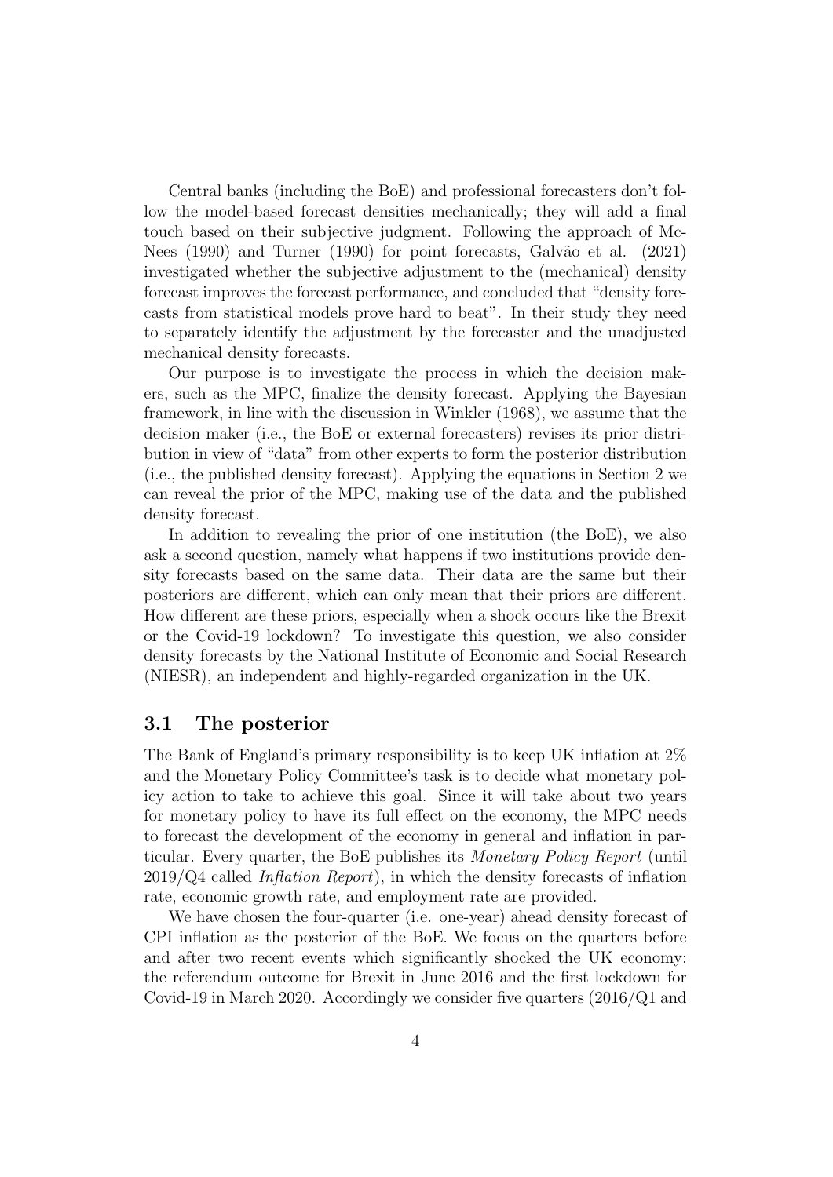Central banks (including the BoE) and professional forecasters don't follow the model-based forecast densities mechanically; they will add a final touch based on their subjective judgment. Following the approach of McNees (1990) and Turner (1990) for point forecasts, Galvão et al. (2021) investigated whether the subjective adjustment to the (mechanical) density forecast improves the forecast performance, and concluded that "density forecasts from statistical models prove hard to beat". In their study they need to separately identify the adjustment by the forecaster and the unadjusted mechanical density forecasts.

Our purpose is to investigate the process in which the decision makers, such as the MPC, finalize the density forecast. Applying the Bayesian framework, in line with the discussion in Winkler (1968), we assume that the decision maker (i.e., the BoE or external forecasters) revises its prior distribution in view of "data" from other experts to form the posterior distribution (i.e., the published density forecast). Applying the equations in Section 2 we can reveal the prior of the MPC, making use of the data and the published density forecast.

In addition to revealing the prior of one institution (the BoE), we also ask a second question, namely what happens if two institutions provide density forecasts based on the same data. Their data are the same but their posteriors are different, which can only mean that their priors are different. How different are these priors, especially when a shock occurs like the Brexit or the Covid-19 lockdown? To investigate this question, we also consider density forecasts by the National Institute of Economic and Social Research (NIESR), an independent and highly-regarded organization in the UK.

## 3.1 The posterior

The Bank of England's primary responsibility is to keep UK inflation at 2% and the Monetary Policy Committee's task is to decide what monetary policy action to take to achieve this goal. Since it will take about two years for monetary policy to have its full effect on the economy, the MPC needs to forecast the development of the economy in general and inflation in particular. Every quarter, the BoE publishes its *Monetary Policy Report* (until 2019/Q4 called *Inflation Report*), in which the density forecasts of inflation rate, economic growth rate, and employment rate are provided.

We have chosen the four-quarter (i.e. one-year) ahead density forecast of CPI inflation as the posterior of the BoE. We focus on the quarters before and after two recent events which significantly shocked the UK economy: the referendum outcome for Brexit in June 2016 and the first lockdown for Covid-19 in March 2020. Accordingly we consider five quarters (2016/Q1 and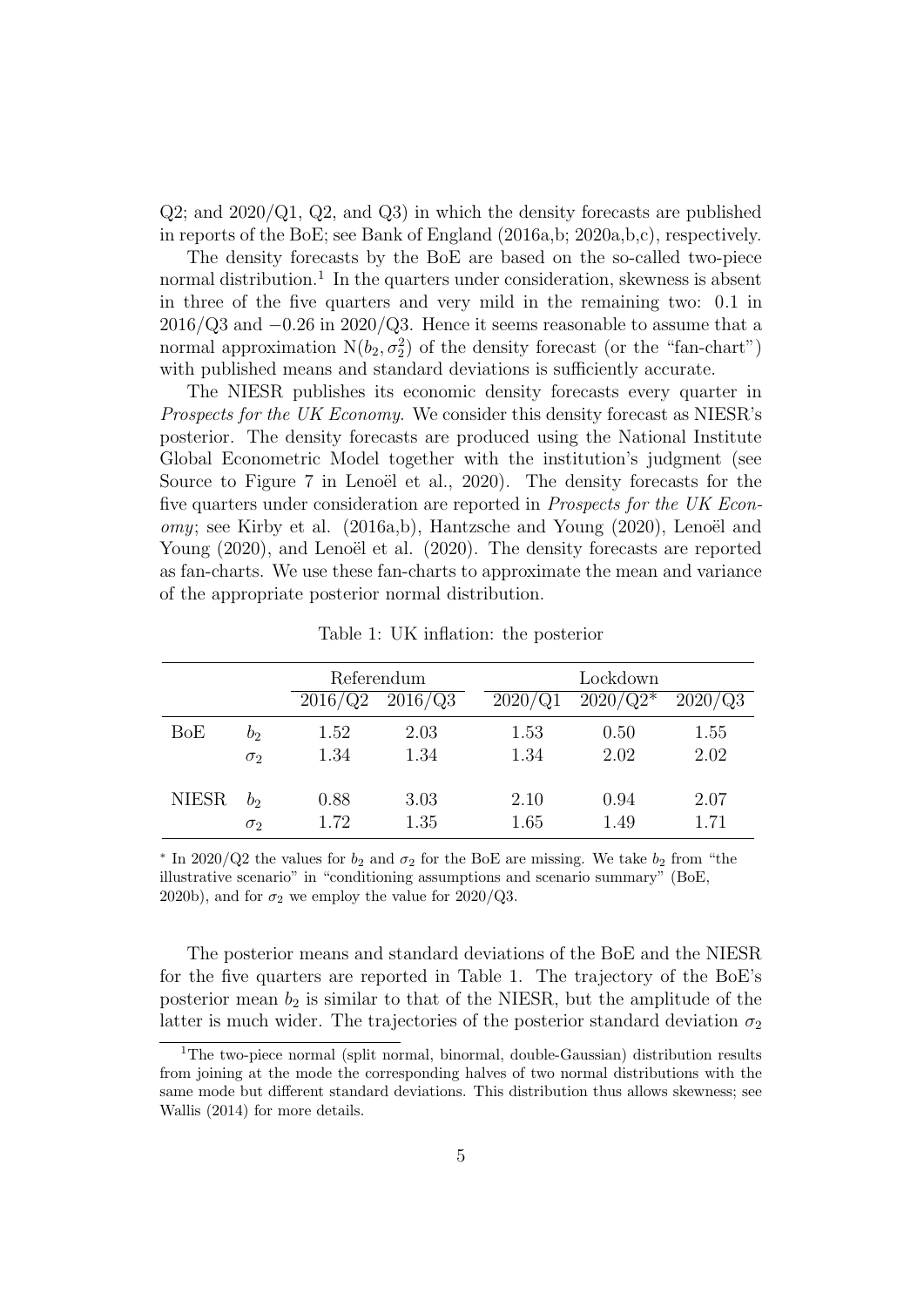Q2; and 2020/Q1, Q2, and Q3) in which the density forecasts are published in reports of the BoE; see Bank of England (2016a,b; 2020a,b,c), respectively.

The density forecasts by the BoE are based on the so-called two-piece normal distribution.[1] In the quarters under consideration, skewness is absent in three of the five quarters and very mild in the remaining two: 0.1 in 2016/Q3 and −0.26 in 2020/Q3. Hence it seems reasonable to assume that a normal approximation $\mathrm{N}(b_2, \sigma_2^2)$ of the density forecast (or the "fan-chart") with published means and standard deviations is sufficiently accurate.

The NIESR publishes its economic density forecasts every quarter in *Prospects for the UK Economy*. We consider this density forecast as NIESR's posterior. The density forecasts are produced using the National Institute Global Econometric Model together with the institution's judgment (see Source to Figure 7 in Lenoël et al., 2020). The density forecasts for the five quarters under consideration are reported in *Prospects for the UK Economy*; see Kirby et al. (2016a,b), Hantzsche and Young (2020), Lenoël and Young (2020), and Lenoël et al. (2020). The density forecasts are reported as fan-charts. We use these fan-charts to approximate the mean and variance of the appropriate posterior normal distribution.

Table 1: UK inflation: the posterior

| | | Referendum | | Lockdown | | |
|---|---|---|---|---|---|---|
| | | 2016/Q2 | 2016/Q3 | 2020/Q1 | 2020/Q2* | 2020/Q3 |
| BoE | $b_2$ | 1.52 | 2.03 | 1.53 | 0.50 | 1.55 |
| | $\sigma_2$ | 1.34 | 1.34 | 1.34 | 2.02 | 2.02 |
| NIESR | $b_2$ | 0.88 | 3.03 | 2.10 | 0.94 | 2.07 |
| | $\sigma_2$ | 1.72 | 1.35 | 1.65 | 1.49 | 1.71 |

* In 2020/Q2 the values for $b_2$ and $\sigma_2$ for the BoE are missing. We take $b_2$ from "the illustrative scenario" in "conditioning assumptions and scenario summary" (BoE, 2020b), and for $\sigma_2$ we employ the value for 2020/Q3.

The posterior means and standard deviations of the BoE and the NIESR for the five quarters are reported in Table 1. The trajectory of the BoE's posterior mean $b_2$ is similar to that of the NIESR, but the amplitude of the latter is much wider. The trajectories of the posterior standard deviation $\sigma_2$

[1] The two-piece normal (split normal, binormal, double-Gaussian) distribution results from joining at the mode the corresponding halves of two normal distributions with the same mode but different standard deviations. This distribution thus allows skewness; see Wallis (2014) for more details.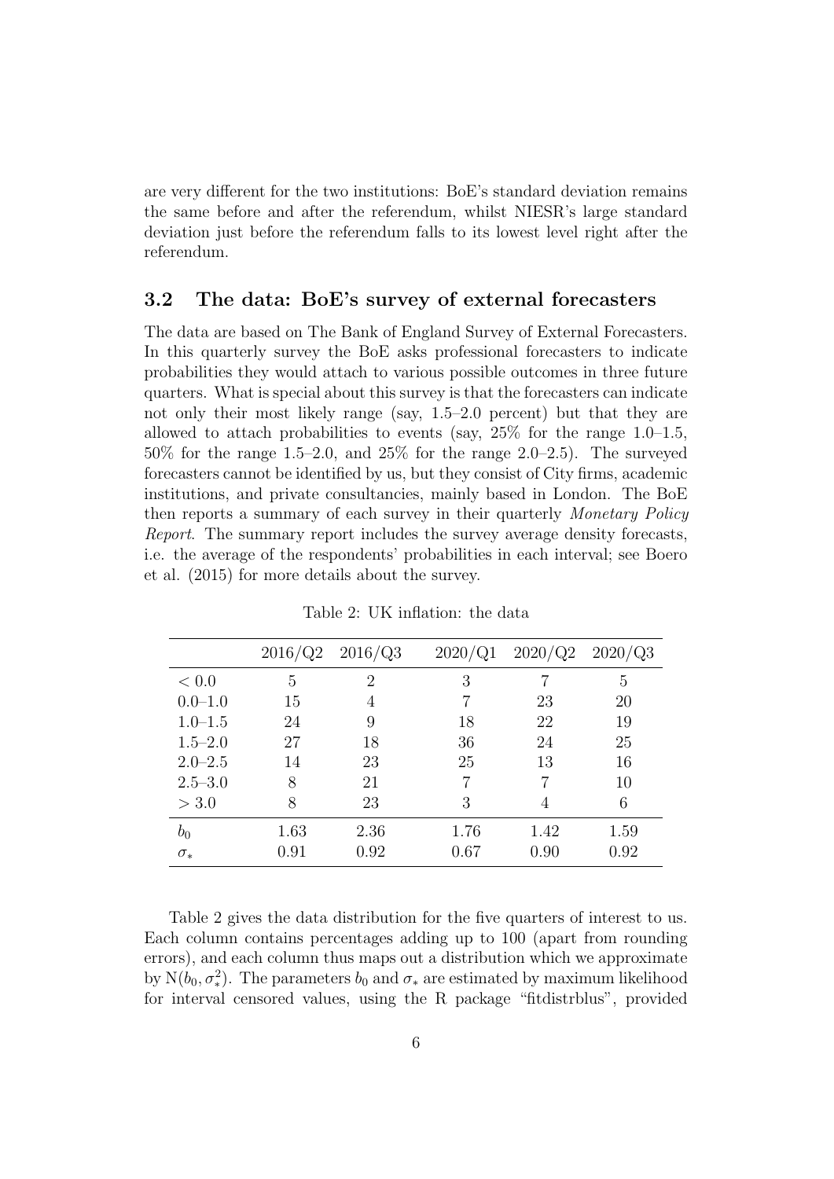are very different for the two institutions: BoE's standard deviation remains the same before and after the referendum, whilst NIESR's large standard deviation just before the referendum falls to its lowest level right after the referendum.

### 3.2 The data: BoE's survey of external forecasters

The data are based on The Bank of England Survey of External Forecasters. In this quarterly survey the BoE asks professional forecasters to indicate probabilities they would attach to various possible outcomes in three future quarters. What is special about this survey is that the forecasters can indicate not only their most likely range (say, 1.5–2.0 percent) but that they are allowed to attach probabilities to events (say, 25% for the range 1.0–1.5, 50% for the range 1.5–2.0, and 25% for the range 2.0–2.5). The surveyed forecasters cannot be identified by us, but they consist of City firms, academic institutions, and private consultancies, mainly based in London. The BoE then reports a summary of each survey in their quarterly *Monetary Policy Report*. The summary report includes the survey average density forecasts, i.e. the average of the respondents' probabilities in each interval; see Boero et al. (2015) for more details about the survey.

Table 2: UK inflation: the data

| | 2016/Q2 | 2016/Q3 | 2020/Q1 | 2020/Q2 | 2020/Q3 |
|---|---|---|---|---|---|
| $< 0.0$ | 5 | 2 | 3 | 7 | 5 |
| 0.0–1.0 | 15 | 4 | 7 | 23 | 20 |
| 1.0–1.5 | 24 | 9 | 18 | 22 | 19 |
| 1.5–2.0 | 27 | 18 | 36 | 24 | 25 |
| 2.0–2.5 | 14 | 23 | 25 | 13 | 16 |
| 2.5–3.0 | 8 | 21 | 7 | 7 | 10 |
| $> 3.0$ | 8 | 23 | 3 | 4 | 6 |
| $b_0$ | 1.63 | 2.36 | 1.76 | 1.42 | 1.59 |
| $\sigma_*$ | 0.91 | 0.92 | 0.67 | 0.90 | 0.92 |

Table 2 gives the data distribution for the five quarters of interest to us. Each column contains percentages adding up to 100 (apart from rounding errors), and each column thus maps out a distribution which we approximate by $\mathrm{N}(b_0, \sigma_*^2)$. The parameters $b_0$ and $\sigma_*$ are estimated by maximum likelihood for interval censored values, using the R package "fitdistrblus", provided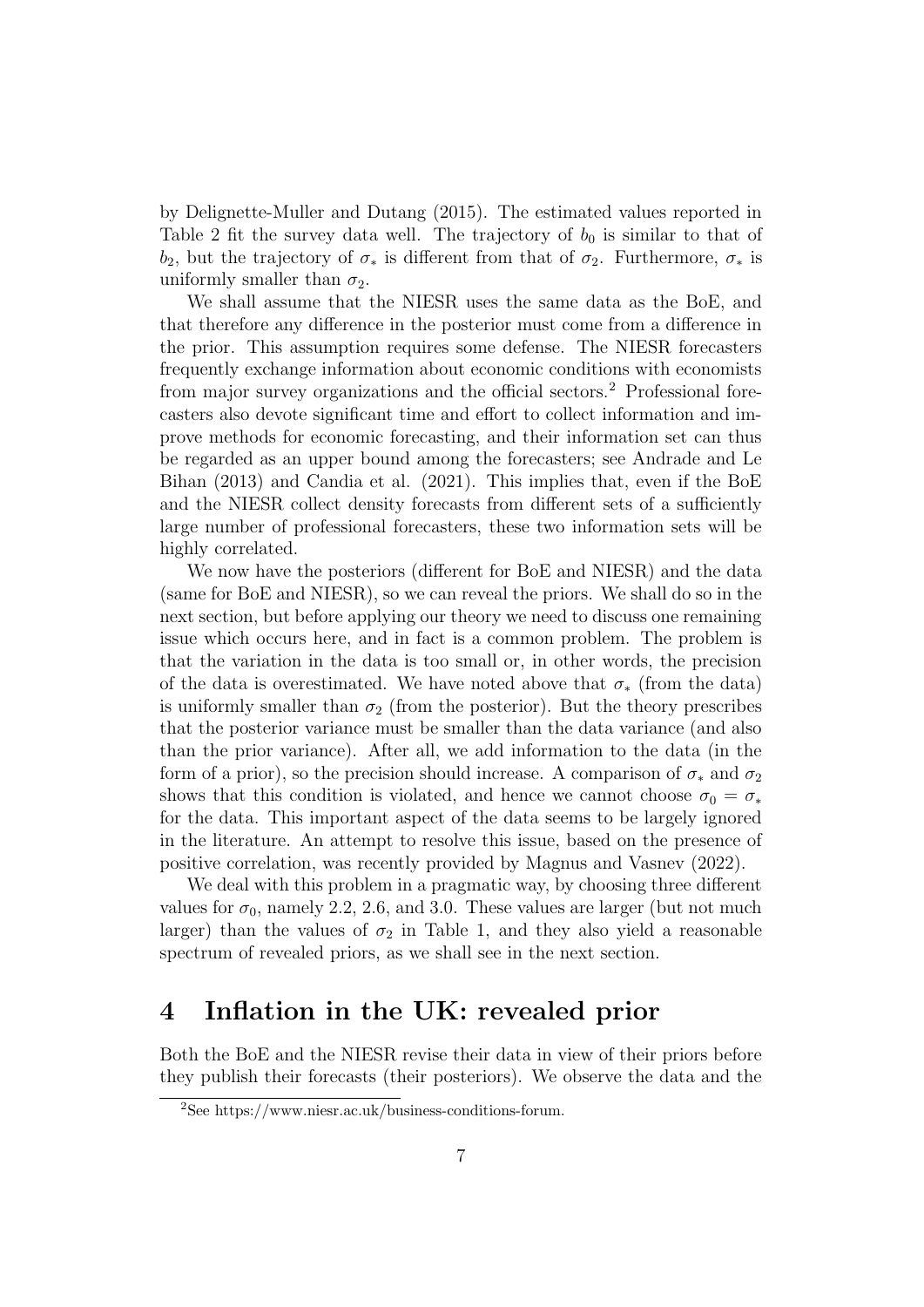by Delignette-Muller and Dutang (2015). The estimated values reported in Table 2 fit the survey data well. The trajectory of $b_0$ is similar to that of $b_2$, but the trajectory of $\sigma_*$ is different from that of $\sigma_2$. Furthermore, $\sigma_*$ is uniformly smaller than $\sigma_2$.

We shall assume that the NIESR uses the same data as the BoE, and that therefore any difference in the posterior must come from a difference in the prior. This assumption requires some defense. The NIESR forecasters frequently exchange information about economic conditions with economists from major survey organizations and the official sectors.[2] Professional forecasters also devote significant time and effort to collect information and improve methods for economic forecasting, and their information set can thus be regarded as an upper bound among the forecasters; see Andrade and Le Bihan (2013) and Candia et al. (2021). This implies that, even if the BoE and the NIESR collect density forecasts from different sets of a sufficiently large number of professional forecasters, these two information sets will be highly correlated.

We now have the posteriors (different for BoE and NIESR) and the data (same for BoE and NIESR), so we can reveal the priors. We shall do so in the next section, but before applying our theory we need to discuss one remaining issue which occurs here, and in fact is a common problem. The problem is that the variation in the data is too small or, in other words, the precision of the data is overestimated. We have noted above that $\sigma_*$ (from the data) is uniformly smaller than $\sigma_2$ (from the posterior). But the theory prescribes that the posterior variance must be smaller than the data variance (and also than the prior variance). After all, we add information to the data (in the form of a prior), so the precision should increase. A comparison of $\sigma_*$ and $\sigma_2$ shows that this condition is violated, and hence we cannot choose $\sigma_0 = \sigma_*$ for the data. This important aspect of the data seems to be largely ignored in the literature. An attempt to resolve this issue, based on the presence of positive correlation, was recently provided by Magnus and Vasnev (2022).

We deal with this problem in a pragmatic way, by choosing three different values for $\sigma_0$, namely 2.2, 2.6, and 3.0. These values are larger (but not much larger) than the values of $\sigma_2$ in Table 1, and they also yield a reasonable spectrum of revealed priors, as we shall see in the next section.

## 4 Inflation in the UK: revealed prior

Both the BoE and the NIESR revise their data in view of their priors before they publish their forecasts (their posteriors). We observe the data and the

[2] See https://www.niesr.ac.uk/business-conditions-forum.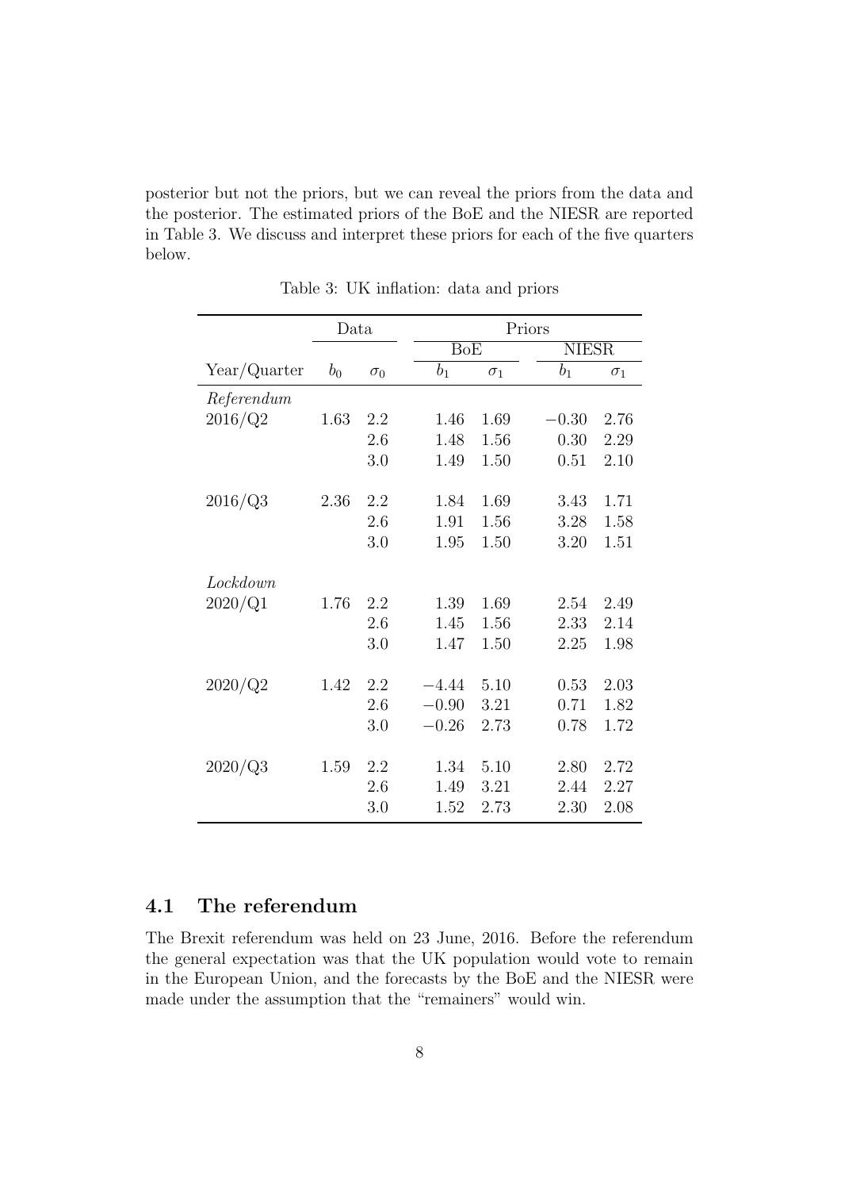posterior but not the priors, but we can reveal the priors from the data and the posterior. The estimated priors of the BoE and the NIESR are reported in Table 3. We discuss and interpret these priors for each of the five quarters below.

Table 3: UK inflation: data and priors

| | Data | | Priors | | | |
|---|---|---|---|---|---|---|
| | | | BoE | | NIESR | |
| Year/Quarter | $b_0$ | $\sigma_0$ | $b_1$ | $\sigma_1$ | $b_1$ | $\sigma_1$ |
| *Referendum* | | | | | | |
| 2016/Q2 | 1.63 | 2.2 | 1.46 | 1.69 | $-0.30$ | 2.76 |
| | | 2.6 | 1.48 | 1.56 | 0.30 | 2.29 |
| | | 3.0 | 1.49 | 1.50 | 0.51 | 2.10 |
| 2016/Q3 | 2.36 | 2.2 | 1.84 | 1.69 | 3.43 | 1.71 |
| | | 2.6 | 1.91 | 1.56 | 3.28 | 1.58 |
| | | 3.0 | 1.95 | 1.50 | 3.20 | 1.51 |
| *Lockdown* | | | | | | |
| 2020/Q1 | 1.76 | 2.2 | 1.39 | 1.69 | 2.54 | 2.49 |
| | | 2.6 | 1.45 | 1.56 | 2.33 | 2.14 |
| | | 3.0 | 1.47 | 1.50 | 2.25 | 1.98 |
| 2020/Q2 | 1.42 | 2.2 | $-4.44$ | 5.10 | 0.53 | 2.03 |
| | | 2.6 | $-0.90$ | 3.21 | 0.71 | 1.82 |
| | | 3.0 | $-0.26$ | 2.73 | 0.78 | 1.72 |
| 2020/Q3 | 1.59 | 2.2 | 1.34 | 5.10 | 2.80 | 2.72 |
| | | 2.6 | 1.49 | 3.21 | 2.44 | 2.27 |
| | | 3.0 | 1.52 | 2.73 | 2.30 | 2.08 |

## 4.1 The referendum

The Brexit referendum was held on 23 June, 2016. Before the referendum the general expectation was that the UK population would vote to remain in the European Union, and the forecasts by the BoE and the NIESR were made under the assumption that the "remainers" would win.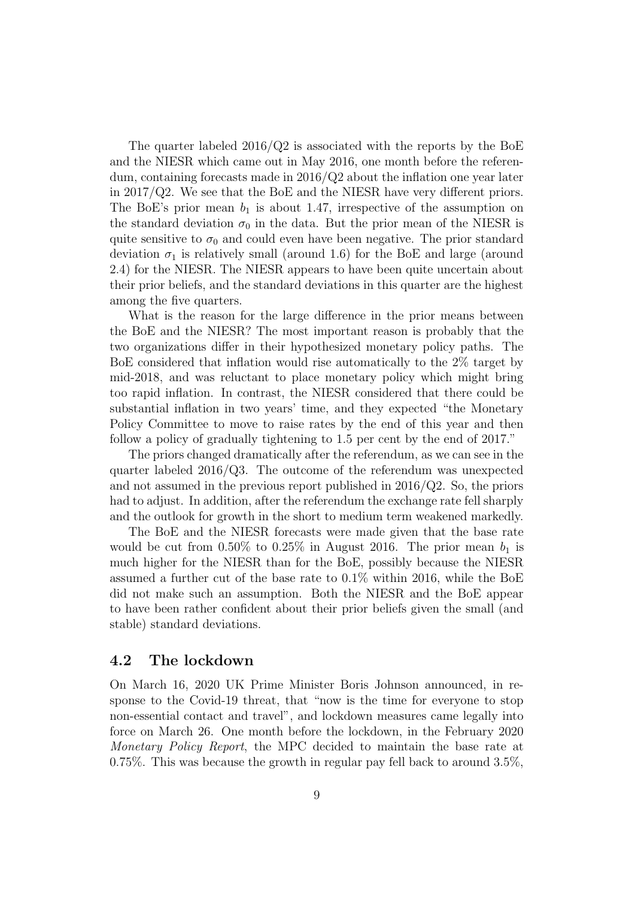The quarter labeled 2016/Q2 is associated with the reports by the BoE and the NIESR which came out in May 2016, one month before the referendum, containing forecasts made in 2016/Q2 about the inflation one year later in 2017/Q2. We see that the BoE and the NIESR have very different priors. The BoE's prior mean $b_1$ is about 1.47, irrespective of the assumption on the standard deviation $\sigma_0$ in the data. But the prior mean of the NIESR is quite sensitive to $\sigma_0$ and could even have been negative. The prior standard deviation $\sigma_1$ is relatively small (around 1.6) for the BoE and large (around 2.4) for the NIESR. The NIESR appears to have been quite uncertain about their prior beliefs, and the standard deviations in this quarter are the highest among the five quarters.

What is the reason for the large difference in the prior means between the BoE and the NIESR? The most important reason is probably that the two organizations differ in their hypothesized monetary policy paths. The BoE considered that inflation would rise automatically to the 2% target by mid-2018, and was reluctant to place monetary policy which might bring too rapid inflation. In contrast, the NIESR considered that there could be substantial inflation in two years' time, and they expected "the Monetary Policy Committee to move to raise rates by the end of this year and then follow a policy of gradually tightening to 1.5 per cent by the end of 2017."

The priors changed dramatically after the referendum, as we can see in the quarter labeled 2016/Q3. The outcome of the referendum was unexpected and not assumed in the previous report published in 2016/Q2. So, the priors had to adjust. In addition, after the referendum the exchange rate fell sharply and the outlook for growth in the short to medium term weakened markedly.

The BoE and the NIESR forecasts were made given that the base rate would be cut from 0.50% to 0.25% in August 2016. The prior mean $b_1$ is much higher for the NIESR than for the BoE, possibly because the NIESR assumed a further cut of the base rate to 0.1% within 2016, while the BoE did not make such an assumption. Both the NIESR and the BoE appear to have been rather confident about their prior beliefs given the small (and stable) standard deviations.

### 4.2 The lockdown

On March 16, 2020 UK Prime Minister Boris Johnson announced, in response to the Covid-19 threat, that "now is the time for everyone to stop non-essential contact and travel", and lockdown measures came legally into force on March 26. One month before the lockdown, in the February 2020 *Monetary Policy Report*, the MPC decided to maintain the base rate at 0.75%. This was because the growth in regular pay fell back to around 3.5%,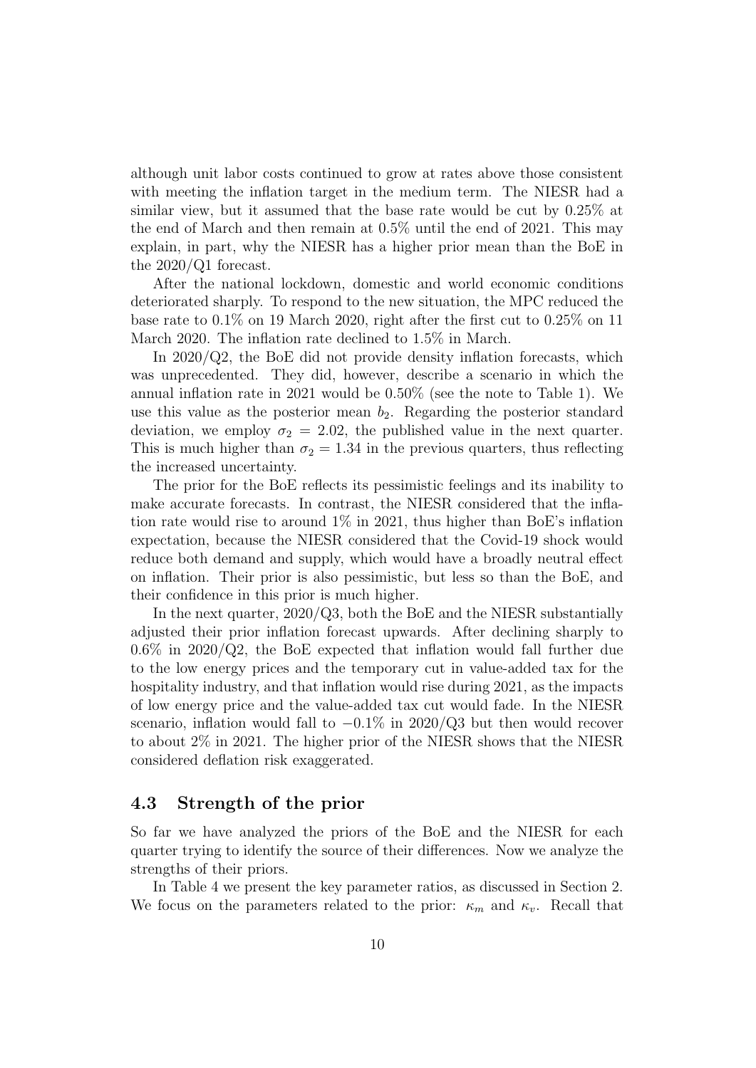although unit labor costs continued to grow at rates above those consistent with meeting the inflation target in the medium term. The NIESR had a similar view, but it assumed that the base rate would be cut by 0.25% at the end of March and then remain at 0.5% until the end of 2021. This may explain, in part, why the NIESR has a higher prior mean than the BoE in the 2020/Q1 forecast.

After the national lockdown, domestic and world economic conditions deteriorated sharply. To respond to the new situation, the MPC reduced the base rate to 0.1% on 19 March 2020, right after the first cut to 0.25% on 11 March 2020. The inflation rate declined to 1.5% in March.

In 2020/Q2, the BoE did not provide density inflation forecasts, which was unprecedented. They did, however, describe a scenario in which the annual inflation rate in 2021 would be 0.50% (see the note to Table 1). We use this value as the posterior mean $b_2$. Regarding the posterior standard deviation, we employ $\sigma_2 = 2.02$, the published value in the next quarter. This is much higher than $\sigma_2 = 1.34$ in the previous quarters, thus reflecting the increased uncertainty.

The prior for the BoE reflects its pessimistic feelings and its inability to make accurate forecasts. In contrast, the NIESR considered that the inflation rate would rise to around 1% in 2021, thus higher than BoE's inflation expectation, because the NIESR considered that the Covid-19 shock would reduce both demand and supply, which would have a broadly neutral effect on inflation. Their prior is also pessimistic, but less so than the BoE, and their confidence in this prior is much higher.

In the next quarter, 2020/Q3, both the BoE and the NIESR substantially adjusted their prior inflation forecast upwards. After declining sharply to 0.6% in 2020/Q2, the BoE expected that inflation would fall further due to the low energy prices and the temporary cut in value-added tax for the hospitality industry, and that inflation would rise during 2021, as the impacts of low energy price and the value-added tax cut would fade. In the NIESR scenario, inflation would fall to $-0.1\%$ in 2020/Q3 but then would recover to about 2% in 2021. The higher prior of the NIESR shows that the NIESR considered deflation risk exaggerated.

### 4.3 Strength of the prior

So far we have analyzed the priors of the BoE and the NIESR for each quarter trying to identify the source of their differences. Now we analyze the strengths of their priors.

In Table 4 we present the key parameter ratios, as discussed in Section 2. We focus on the parameters related to the prior: $\kappa_m$ and $\kappa_v$. Recall that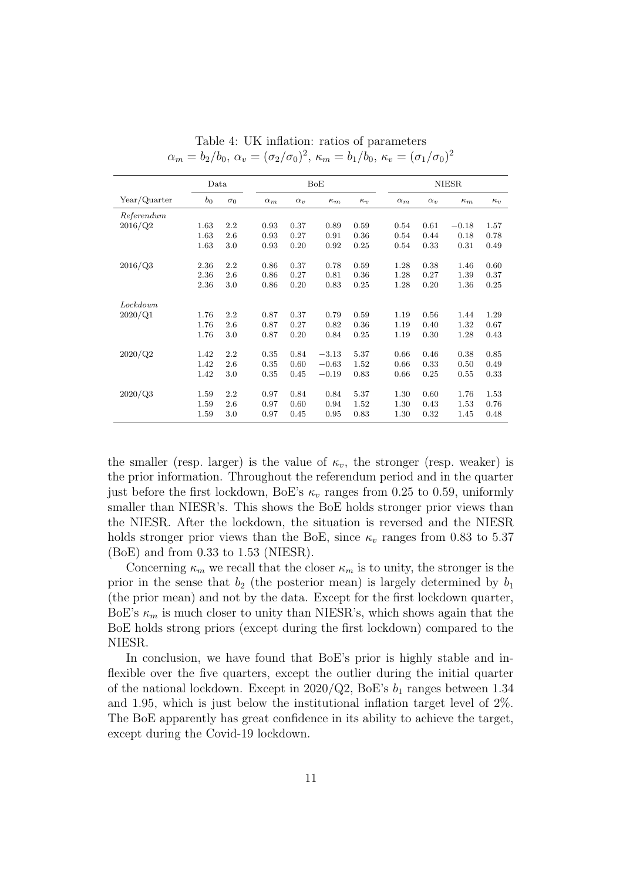Table 4: UK inflation: ratios of parameters
$\alpha_m = b_2/b_0$, $\alpha_v = (\sigma_2/\sigma_0)^2$, $\kappa_m = b_1/b_0$, $\kappa_v = (\sigma_1/\sigma_0)^2$

| | Data | | BoE | | | | NIESR | | | |
|---|---|---|---|---|---|---|---|---|---|---|
| Year/Quarter | $b_0$ | $\sigma_0$ | $\alpha_m$ | $\alpha_v$ | $\kappa_m$ | $\kappa_v$ | $\alpha_m$ | $\alpha_v$ | $\kappa_m$ | $\kappa_v$ |
| *Referendum* | | | | | | | | | | |
| 2016/Q2 | 1.63 | 2.2 | 0.93 | 0.37 | 0.89 | 0.59 | 0.54 | 0.61 | $-0.18$ | 1.57 |
| | 1.63 | 2.6 | 0.93 | 0.27 | 0.91 | 0.36 | 0.54 | 0.44 | 0.18 | 0.78 |
| | 1.63 | 3.0 | 0.93 | 0.20 | 0.92 | 0.25 | 0.54 | 0.33 | 0.31 | 0.49 |
| 2016/Q3 | 2.36 | 2.2 | 0.86 | 0.37 | 0.78 | 0.59 | 1.28 | 0.38 | 1.46 | 0.60 |
| | 2.36 | 2.6 | 0.86 | 0.27 | 0.81 | 0.36 | 1.28 | 0.27 | 1.39 | 0.37 |
| | 2.36 | 3.0 | 0.86 | 0.20 | 0.83 | 0.25 | 1.28 | 0.20 | 1.36 | 0.25 |
| *Lockdown* | | | | | | | | | | |
| 2020/Q1 | 1.76 | 2.2 | 0.87 | 0.37 | 0.79 | 0.59 | 1.19 | 0.56 | 1.44 | 1.29 |
| | 1.76 | 2.6 | 0.87 | 0.27 | 0.82 | 0.36 | 1.19 | 0.40 | 1.32 | 0.67 |
| | 1.76 | 3.0 | 0.87 | 0.20 | 0.84 | 0.25 | 1.19 | 0.30 | 1.28 | 0.43 |
| 2020/Q2 | 1.42 | 2.2 | 0.35 | 0.84 | $-3.13$ | 5.37 | 0.66 | 0.46 | 0.38 | 0.85 |
| | 1.42 | 2.6 | 0.35 | 0.60 | $-0.63$ | 1.52 | 0.66 | 0.33 | 0.50 | 0.49 |
| | 1.42 | 3.0 | 0.35 | 0.45 | $-0.19$ | 0.83 | 0.66 | 0.25 | 0.55 | 0.33 |
| 2020/Q3 | 1.59 | 2.2 | 0.97 | 0.84 | 0.84 | 5.37 | 1.30 | 0.60 | 1.76 | 1.53 |
| | 1.59 | 2.6 | 0.97 | 0.60 | 0.94 | 1.52 | 1.30 | 0.43 | 1.53 | 0.76 |
| | 1.59 | 3.0 | 0.97 | 0.45 | 0.95 | 0.83 | 1.30 | 0.32 | 1.45 | 0.48 |

the smaller (resp. larger) is the value of $\kappa_v$, the stronger (resp. weaker) is the prior information. Throughout the referendum period and in the quarter just before the first lockdown, BoE's $\kappa_v$ ranges from 0.25 to 0.59, uniformly smaller than NIESR's. This shows the BoE holds stronger prior views than the NIESR. After the lockdown, the situation is reversed and the NIESR holds stronger prior views than the BoE, since $\kappa_v$ ranges from 0.83 to 5.37 (BoE) and from 0.33 to 1.53 (NIESR).

Concerning $\kappa_m$ we recall that the closer $\kappa_m$ is to unity, the stronger is the prior in the sense that $b_2$ (the posterior mean) is largely determined by $b_1$ (the prior mean) and not by the data. Except for the first lockdown quarter, BoE's $\kappa_m$ is much closer to unity than NIESR's, which shows again that the BoE holds strong priors (except during the first lockdown) compared to the NIESR.

In conclusion, we have found that BoE's prior is highly stable and inflexible over the five quarters, except the outlier during the initial quarter of the national lockdown. Except in 2020/Q2, BoE's $b_1$ ranges between 1.34 and 1.95, which is just below the institutional inflation target level of 2%. The BoE apparently has great confidence in its ability to achieve the target, except during the Covid-19 lockdown.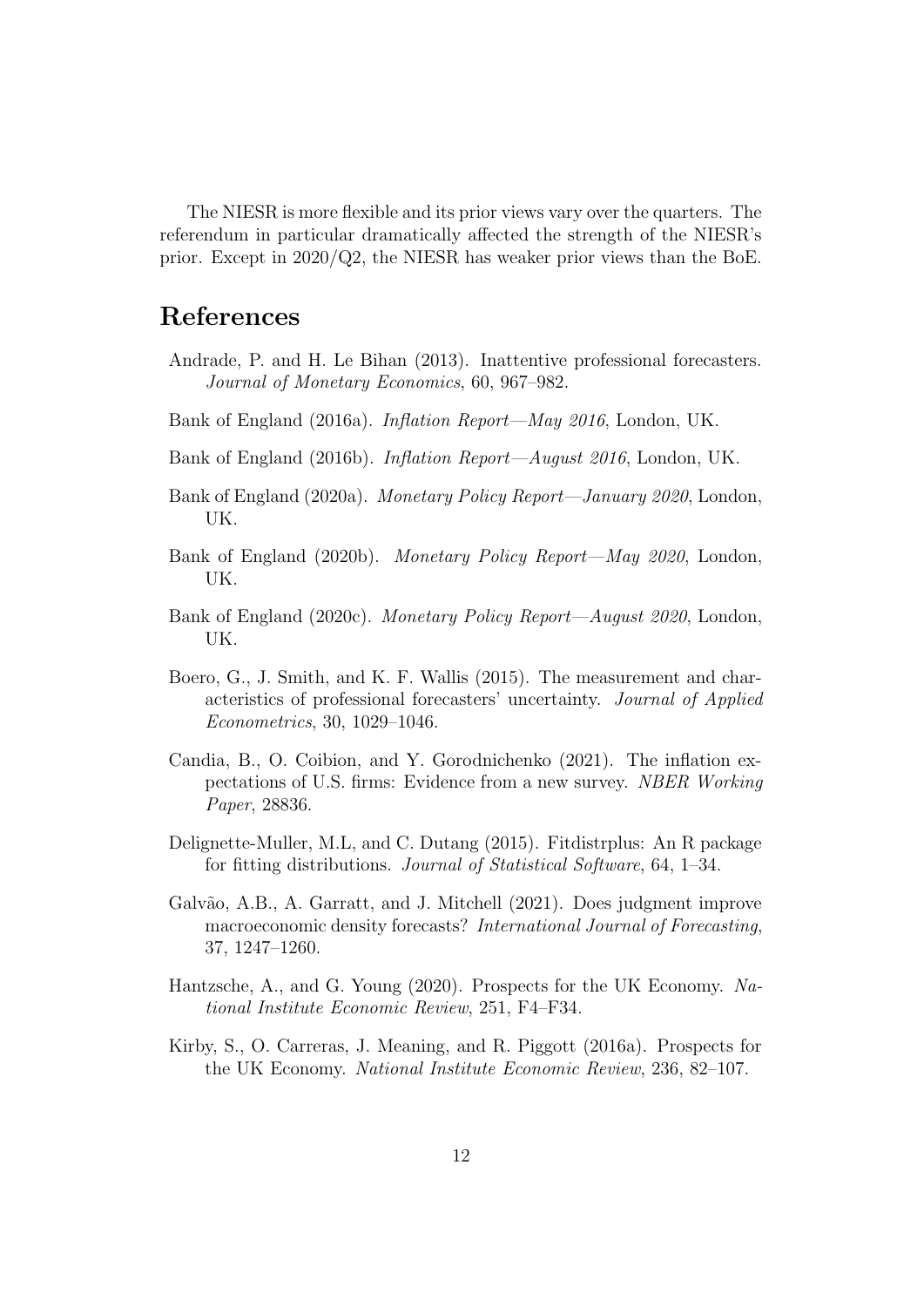The NIESR is more flexible and its prior views vary over the quarters. The referendum in particular dramatically affected the strength of the NIESR's prior. Except in 2020/Q2, the NIESR has weaker prior views than the BoE.

# References

Andrade, P. and H. Le Bihan (2013). Inattentive professional forecasters. *Journal of Monetary Economics*, 60, 967–982.

Bank of England (2016a). *Inflation Report—May 2016*, London, UK.

Bank of England (2016b). *Inflation Report—August 2016*, London, UK.

Bank of England (2020a). *Monetary Policy Report—January 2020*, London, UK.

Bank of England (2020b). *Monetary Policy Report—May 2020*, London, UK.

Bank of England (2020c). *Monetary Policy Report—August 2020*, London, UK.

Boero, G., J. Smith, and K. F. Wallis (2015). The measurement and characteristics of professional forecasters' uncertainty. *Journal of Applied Econometrics*, 30, 1029–1046.

Candia, B., O. Coibion, and Y. Gorodnichenko (2021). The inflation expectations of U.S. firms: Evidence from a new survey. *NBER Working Paper*, 28836.

Delignette-Muller, M.L, and C. Dutang (2015). Fitdistrplus: An R package for fitting distributions. *Journal of Statistical Software*, 64, 1–34.

Galvão, A.B., A. Garratt, and J. Mitchell (2021). Does judgment improve macroeconomic density forecasts? *International Journal of Forecasting*, 37, 1247–1260.

Hantzsche, A., and G. Young (2020). Prospects for the UK Economy. *National Institute Economic Review*, 251, F4–F34.

Kirby, S., O. Carreras, J. Meaning, and R. Piggott (2016a). Prospects for the UK Economy. *National Institute Economic Review*, 236, 82–107.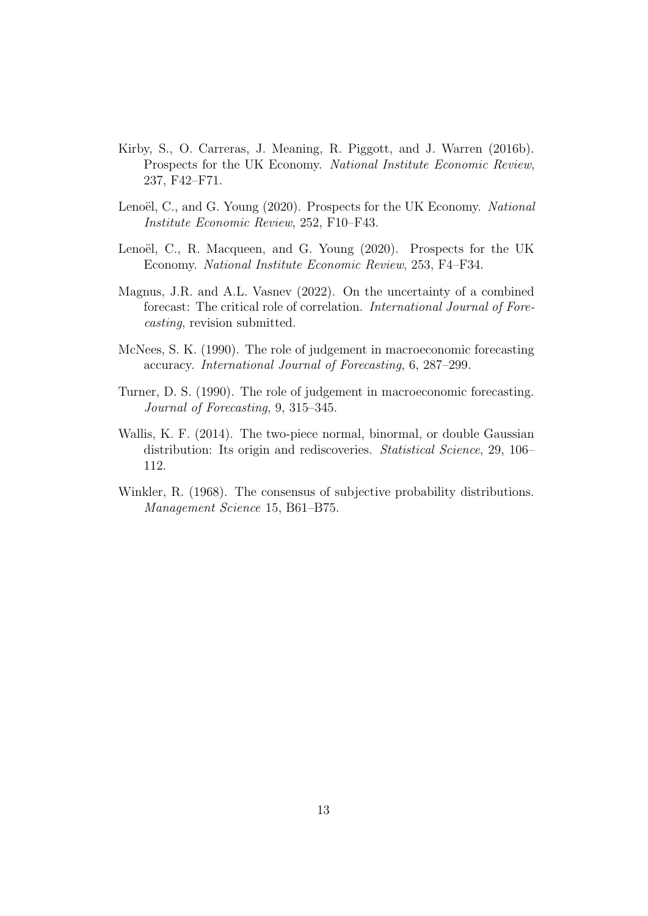Kirby, S., O. Carreras, J. Meaning, R. Piggott, and J. Warren (2016b). Prospects for the UK Economy. *National Institute Economic Review*, 237, F42–F71.

Lenoël, C., and G. Young (2020). Prospects for the UK Economy. *National Institute Economic Review*, 252, F10–F43.

Lenoël, C., R. Macqueen, and G. Young (2020). Prospects for the UK Economy. *National Institute Economic Review*, 253, F4–F34.

Magnus, J.R. and A.L. Vasnev (2022). On the uncertainty of a combined forecast: The critical role of correlation. *International Journal of Forecasting*, revision submitted.

McNees, S. K. (1990). The role of judgement in macroeconomic forecasting accuracy. *International Journal of Forecasting*, 6, 287–299.

Turner, D. S. (1990). The role of judgement in macroeconomic forecasting. *Journal of Forecasting*, 9, 315–345.

Wallis, K. F. (2014). The two-piece normal, binormal, or double Gaussian distribution: Its origin and rediscoveries. *Statistical Science*, 29, 106–112.

Winkler, R. (1968). The consensus of subjective probability distributions. *Management Science* 15, B61–B75.